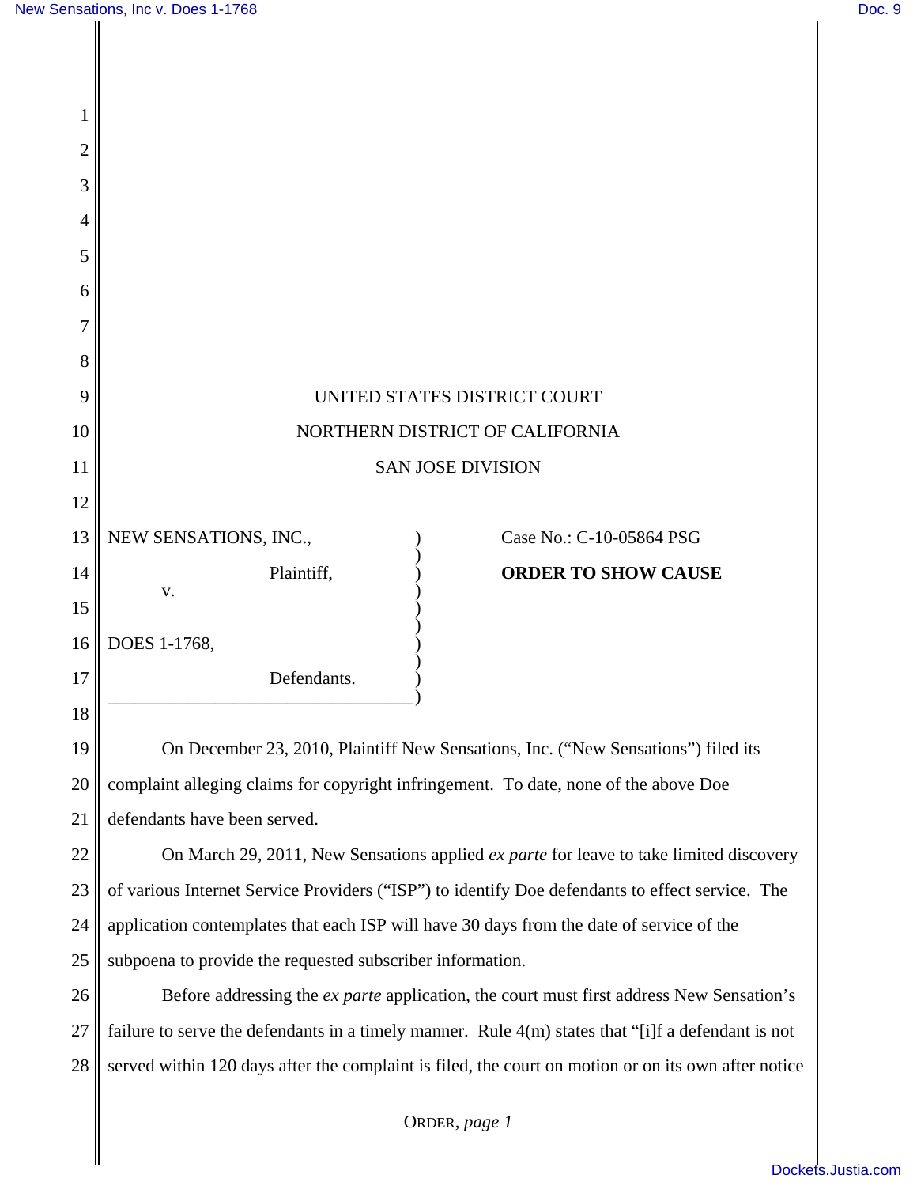UNITED STATES DISTRICT COURT

NORTHERN DISTRICT OF CALIFORNIA

SAN JOSE DIVISION

| | |
|---|---|
| NEW SENSATIONS, INC., Plaintiff, v. DOES 1-1768, Defendants. | Case No.: C-10-05864 PSG **ORDER TO SHOW CAUSE** |

On December 23, 2010, Plaintiff New Sensations, Inc. ("New Sensations") filed its complaint alleging claims for copyright infringement. To date, none of the above Doe defendants have been served.

On March 29, 2011, New Sensations applied *ex parte* for leave to take limited discovery of various Internet Service Providers ("ISP") to identify Doe defendants to effect service. The application contemplates that each ISP will have 30 days from the date of service of the subpoena to provide the requested subscriber information.

Before addressing the *ex parte* application, the court must first address New Sensation's failure to serve the defendants in a timely manner. Rule 4(m) states that "[i]f a defendant is not served within 120 days after the complaint is filed, the court on motion or on its own after notice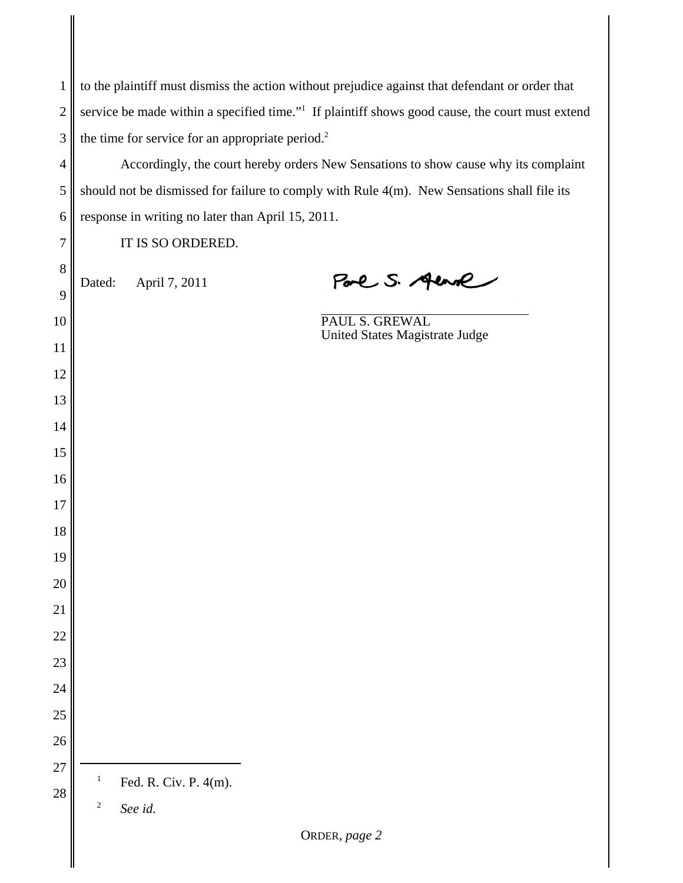to the plaintiff must dismiss the action without prejudice against that defendant or order that service be made within a specified time."[1] If plaintiff shows good cause, the court must extend the time for service for an appropriate period.[2]

Accordingly, the court hereby orders New Sensations to show cause why its complaint should not be dismissed for failure to comply with Rule 4(m). New Sensations shall file its response in writing no later than April 15, 2011.

IT IS SO ORDERED.

Dated: April 7, 2011

PAUL S. GREWAL
United States Magistrate Judge

---

[1] Fed. R. Civ. P. 4(m).

[2] *See id.*

ORDER, *page 2*